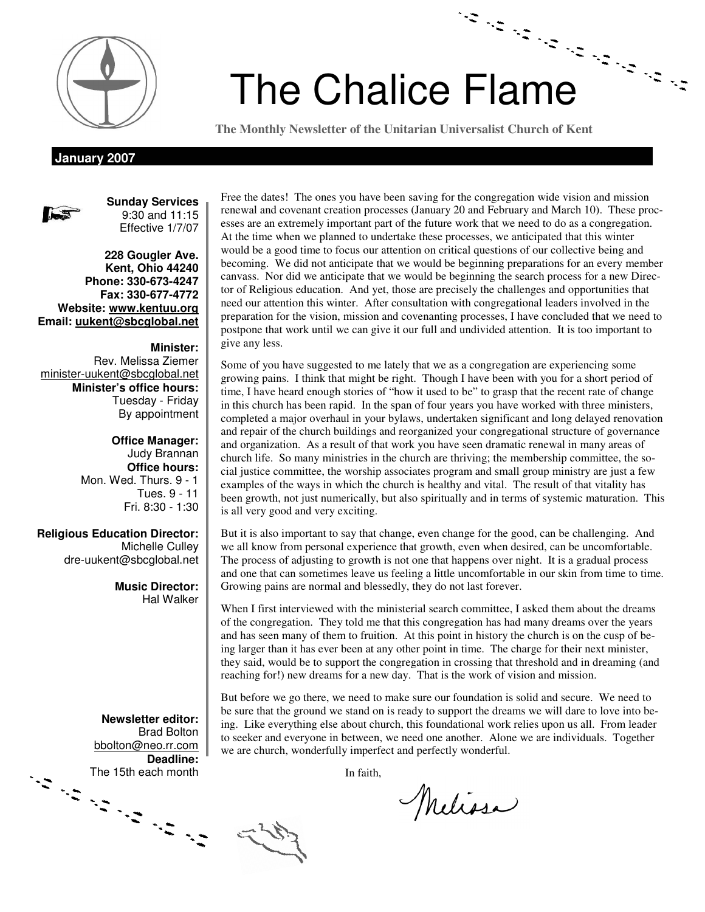# The Chalice Flame

**The Monthly Newsletter of the Unitarian Universalist Church of Kent**

**January 2007**

**Sunday Services**
9:30 and 11:15
Effective 1/7/07

**228 Gougler Ave.**
**Kent, Ohio 44240**
**Phone: 330-673-4247**
**Fax: 330-677-4772**
**Website: www.kentuu.org**
**Email: uukent@sbcglobal.net**

**Minister:**
Rev. Melissa Ziemer
minister-uukent@sbcglobal.net
**Minister's office hours:**
Tuesday - Friday
By appointment

**Office Manager:**
Judy Brannan
**Office hours:**
Mon. Wed. Thurs. 9 - 1
Tues. 9 - 11
Fri. 8:30 - 1:30

**Religious Education Director:**
Michelle Culley
dre-uukent@sbcglobal.net

**Music Director:**
Hal Walker

**Newsletter editor:**
Brad Bolton
bbolton@neo.rr.com
**Deadline:**
The 15th each month

Free the dates! The ones you have been saving for the congregation wide vision and mission renewal and covenant creation processes (January 20 and February and March 10). These processes are an extremely important part of the future work that we need to do as a congregation. At the time when we planned to undertake these processes, we anticipated that this winter would be a good time to focus our attention on critical questions of our collective being and becoming. We did not anticipate that we would be beginning preparations for an every member canvass. Nor did we anticipate that we would be beginning the search process for a new Director of Religious education. And yet, those are precisely the challenges and opportunities that need our attention this winter. After consultation with congregational leaders involved in the preparation for the vision, mission and covenanting processes, I have concluded that we need to postpone that work until we can give it our full and undivided attention. It is too important to give any less.

Some of you have suggested to me lately that we as a congregation are experiencing some growing pains. I think that might be right. Though I have been with you for a short period of time, I have heard enough stories of "how it used to be" to grasp that the recent rate of change in this church has been rapid. In the span of four years you have worked with three ministers, completed a major overhaul in your bylaws, undertaken significant and long delayed renovation and repair of the church buildings and reorganized your congregational structure of governance and organization. As a result of that work you have seen dramatic renewal in many areas of church life. So many ministries in the church are thriving; the membership committee, the social justice committee, the worship associates program and small group ministry are just a few examples of the ways in which the church is healthy and vital. The result of that vitality has been growth, not just numerically, but also spiritually and in terms of systemic maturation. This is all very good and very exciting.

But it is also important to say that change, even change for the good, can be challenging. And we all know from personal experience that growth, even when desired, can be uncomfortable. The process of adjusting to growth is not one that happens over night. It is a gradual process and one that can sometimes leave us feeling a little uncomfortable in our skin from time to time. Growing pains are normal and blessedly, they do not last forever.

When I first interviewed with the ministerial search committee, I asked them about the dreams of the congregation. They told me that this congregation has had many dreams over the years and has seen many of them to fruition. At this point in history the church is on the cusp of being larger than it has ever been at any other point in time. The charge for their next minister, they said, would be to support the congregation in crossing that threshold and in dreaming (and reaching for!) new dreams for a new day. That is the work of vision and mission.

But before we go there, we need to make sure our foundation is solid and secure. We need to be sure that the ground we stand on is ready to support the dreams we will dare to love into being. Like everything else about church, this foundational work relies upon us all. From leader to seeker and everyone in between, we need one another. Alone we are individuals. Together we are church, wonderfully imperfect and perfectly wonderful.

In faith,

Melissa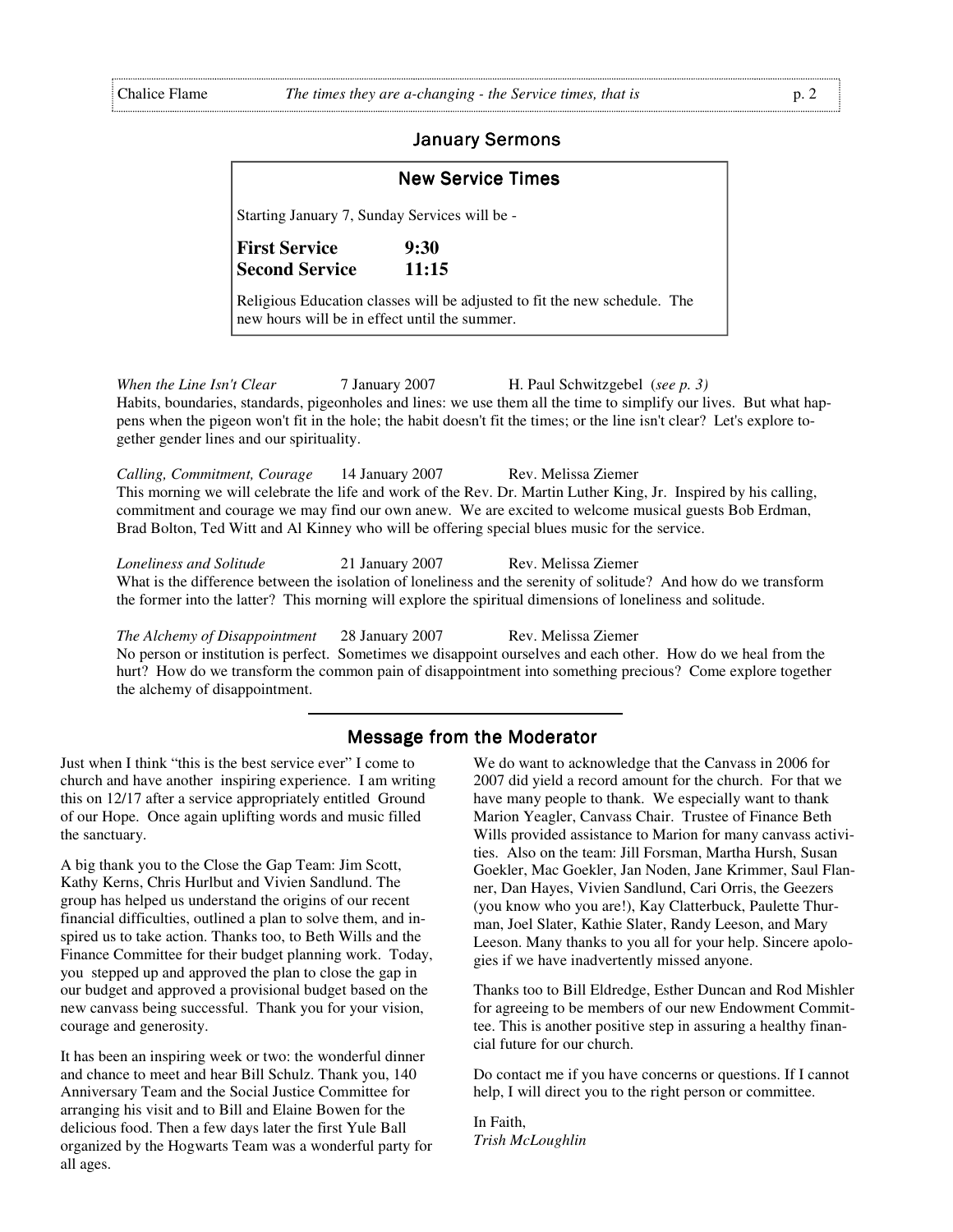## January Sermons

### New Service Times

Starting January 7, Sunday Services will be -

**First Service 9:30**
**Second Service 11:15**

Religious Education classes will be adjusted to fit the new schedule. The new hours will be in effect until the summer.

*When the Line Isn't Clear* 7 January 2007 H. Paul Schwitzgebel (*see p. 3)*
Habits, boundaries, standards, pigeonholes and lines: we use them all the time to simplify our lives. But what happens when the pigeon won't fit in the hole; the habit doesn't fit the times; or the line isn't clear? Let's explore together gender lines and our spirituality.

*Calling, Commitment, Courage* 14 January 2007 Rev. Melissa Ziemer
This morning we will celebrate the life and work of the Rev. Dr. Martin Luther King, Jr. Inspired by his calling, commitment and courage we may find our own anew. We are excited to welcome musical guests Bob Erdman, Brad Bolton, Ted Witt and Al Kinney who will be offering special blues music for the service.

*Loneliness and Solitude* 21 January 2007 Rev. Melissa Ziemer
What is the difference between the isolation of loneliness and the serenity of solitude? And how do we transform the former into the latter? This morning will explore the spiritual dimensions of loneliness and solitude.

*The Alchemy of Disappointment* 28 January 2007 Rev. Melissa Ziemer
No person or institution is perfect. Sometimes we disappoint ourselves and each other. How do we heal from the hurt? How do we transform the common pain of disappointment into something precious? Come explore together the alchemy of disappointment.

## Message from the Moderator

Just when I think "this is the best service ever" I come to church and have another inspiring experience. I am writing this on 12/17 after a service appropriately entitled Ground of our Hope. Once again uplifting words and music filled the sanctuary.

A big thank you to the Close the Gap Team: Jim Scott, Kathy Kerns, Chris Hurlbut and Vivien Sandlund. The group has helped us understand the origins of our recent financial difficulties, outlined a plan to solve them, and inspired us to take action. Thanks too, to Beth Wills and the Finance Committee for their budget planning work. Today, you stepped up and approved the plan to close the gap in our budget and approved a provisional budget based on the new canvass being successful. Thank you for your vision, courage and generosity.

It has been an inspiring week or two: the wonderful dinner and chance to meet and hear Bill Schulz. Thank you, 140 Anniversary Team and the Social Justice Committee for arranging his visit and to Bill and Elaine Bowen for the delicious food. Then a few days later the first Yule Ball organized by the Hogwarts Team was a wonderful party for all ages.

We do want to acknowledge that the Canvass in 2006 for 2007 did yield a record amount for the church. For that we have many people to thank. We especially want to thank Marion Yeagler, Canvass Chair. Trustee of Finance Beth Wills provided assistance to Marion for many canvass activities. Also on the team: Jill Forsman, Martha Hursh, Susan Goekler, Mac Goekler, Jan Noden, Jane Krimmer, Saul Flanner, Dan Hayes, Vivien Sandlund, Cari Orris, the Geezers (you know who you are!), Kay Clatterbuck, Paulette Thurman, Joel Slater, Kathie Slater, Randy Leeson, and Mary Leeson. Many thanks to you all for your help. Sincere apologies if we have inadvertently missed anyone.

Thanks too to Bill Eldredge, Esther Duncan and Rod Mishler for agreeing to be members of our new Endowment Committee. This is another positive step in assuring a healthy financial future for our church.

Do contact me if you have concerns or questions. If I cannot help, I will direct you to the right person or committee.

In Faith,
*Trish McLoughlin*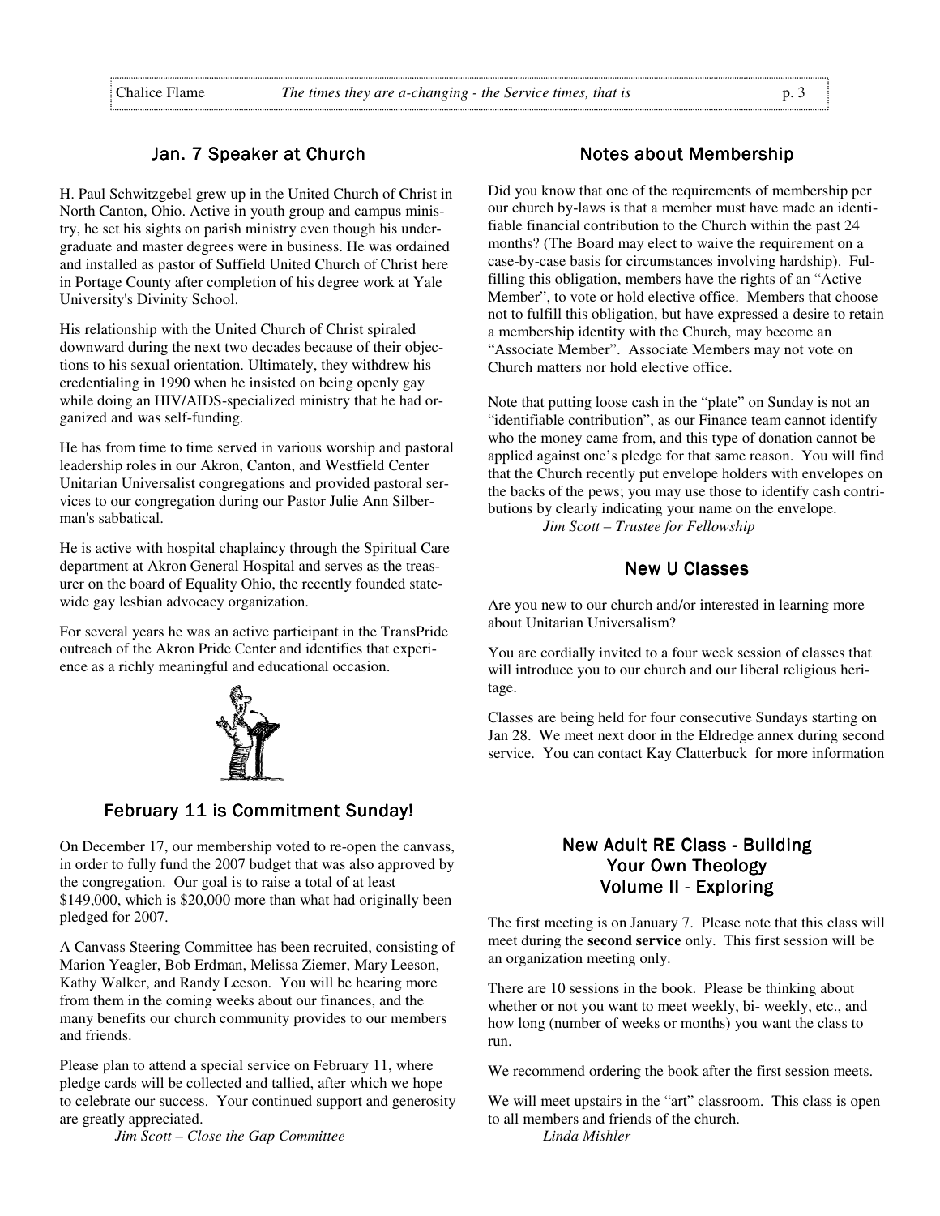## Jan. 7 Speaker at Church

H. Paul Schwitzgebel grew up in the United Church of Christ in North Canton, Ohio. Active in youth group and campus ministry, he set his sights on parish ministry even though his undergraduate and master degrees were in business. He was ordained and installed as pastor of Suffield United Church of Christ here in Portage County after completion of his degree work at Yale University's Divinity School.

His relationship with the United Church of Christ spiraled downward during the next two decades because of their objections to his sexual orientation. Ultimately, they withdrew his credentialing in 1990 when he insisted on being openly gay while doing an HIV/AIDS-specialized ministry that he had organized and was self-funding.

He has from time to time served in various worship and pastoral leadership roles in our Akron, Canton, and Westfield Center Unitarian Universalist congregations and provided pastoral services to our congregation during our Pastor Julie Ann Silberman's sabbatical.

He is active with hospital chaplaincy through the Spiritual Care department at Akron General Hospital and serves as the treasurer on the board of Equality Ohio, the recently founded statewide gay lesbian advocacy organization.

For several years he was an active participant in the TransPride outreach of the Akron Pride Center and identifies that experience as a richly meaningful and educational occasion.

## February 11 is Commitment Sunday!

On December 17, our membership voted to re-open the canvass, in order to fully fund the 2007 budget that was also approved by the congregation. Our goal is to raise a total of at least $149,000, which is $20,000 more than what had originally been pledged for 2007.

A Canvass Steering Committee has been recruited, consisting of Marion Yeagler, Bob Erdman, Melissa Ziemer, Mary Leeson, Kathy Walker, and Randy Leeson. You will be hearing more from them in the coming weeks about our finances, and the many benefits our church community provides to our members and friends.

Please plan to attend a special service on February 11, where pledge cards will be collected and tallied, after which we hope to celebrate our success. Your continued support and generosity are greatly appreciated.

*Jim Scott – Close the Gap Committee*

## Notes about Membership

Did you know that one of the requirements of membership per our church by-laws is that a member must have made an identifiable financial contribution to the Church within the past 24 months? (The Board may elect to waive the requirement on a case-by-case basis for circumstances involving hardship). Fulfilling this obligation, members have the rights of an "Active Member", to vote or hold elective office. Members that choose not to fulfill this obligation, but have expressed a desire to retain a membership identity with the Church, may become an "Associate Member". Associate Members may not vote on Church matters nor hold elective office.

Note that putting loose cash in the "plate" on Sunday is not an "identifiable contribution", as our Finance team cannot identify who the money came from, and this type of donation cannot be applied against one's pledge for that same reason. You will find that the Church recently put envelope holders with envelopes on the backs of the pews; you may use those to identify cash contributions by clearly indicating your name on the envelope.

*Jim Scott – Trustee for Fellowship*

## New U Classes

Are you new to our church and/or interested in learning more about Unitarian Universalism?

You are cordially invited to a four week session of classes that will introduce you to our church and our liberal religious heritage.

Classes are being held for four consecutive Sundays starting on Jan 28. We meet next door in the Eldredge annex during second service. You can contact Kay Clatterbuck for more information

## New Adult RE Class - Building Your Own Theology Volume II - Exploring

The first meeting is on January 7. Please note that this class will meet during the **second service** only. This first session will be an organization meeting only.

There are 10 sessions in the book. Please be thinking about whether or not you want to meet weekly, bi- weekly, etc., and how long (number of weeks or months) you want the class to run.

We recommend ordering the book after the first session meets.

We will meet upstairs in the "art" classroom. This class is open to all members and friends of the church.

*Linda Mishler*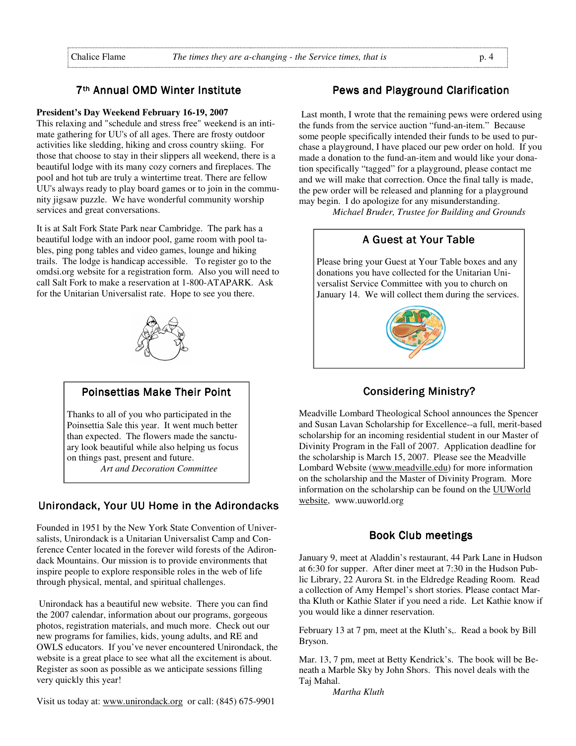## 7th Annual OMD Winter Institute

**President's Day Weekend February 16-19, 2007**
This relaxing and "schedule and stress free" weekend is an intimate gathering for UU's of all ages. There are frosty outdoor activities like sledding, hiking and cross country skiing. For those that choose to stay in their slippers all weekend, there is a beautiful lodge with its many cozy corners and fireplaces. The pool and hot tub are truly a wintertime treat. There are fellow UU's always ready to play board games or to join in the community jigsaw puzzle. We have wonderful community worship services and great conversations.

It is at Salt Fork State Park near Cambridge. The park has a beautiful lodge with an indoor pool, game room with pool tables, ping pong tables and video games, lounge and hiking trails. The lodge is handicap accessible. To register go to the omdsi.org website for a registration form. Also you will need to call Salt Fork to make a reservation at 1-800-ATAPARK. Ask for the Unitarian Universalist rate. Hope to see you there.

## Poinsettias Make Their Point

Thanks to all of you who participated in the Poinsettia Sale this year. It went much better than expected. The flowers made the sanctuary look beautiful while also helping us focus on things past, present and future.

*Art and Decoration Committee*

## Unirondack, Your UU Home in the Adirondacks

Founded in 1951 by the New York State Convention of Universalists, Unirondack is a Unitarian Universalist Camp and Conference Center located in the forever wild forests of the Adirondack Mountains. Our mission is to provide environments that inspire people to explore responsible roles in the web of life through physical, mental, and spiritual challenges.

Unirondack has a beautiful new website. There you can find the 2007 calendar, information about our programs, gorgeous photos, registration materials, and much more. Check out our new programs for families, kids, young adults, and RE and OWLS educators. If you've never encountered Unirondack, the website is a great place to see what all the excitement is about. Register as soon as possible as we anticipate sessions filling very quickly this year!

Visit us today at: www.unirondack.org or call: (845) 675-9901

## Pews and Playground Clarification

Last month, I wrote that the remaining pews were ordered using the funds from the service auction "fund-an-item." Because some people specifically intended their funds to be used to purchase a playground, I have placed our pew order on hold. If you made a donation to the fund-an-item and would like your donation specifically "tagged" for a playground, please contact me and we will make that correction. Once the final tally is made, the pew order will be released and planning for a playground may begin. I do apologize for any misunderstanding.

*Michael Bruder, Trustee for Building and Grounds*

## A Guest at Your Table

Please bring your Guest at Your Table boxes and any donations you have collected for the Unitarian Universalist Service Committee with you to church on January 14. We will collect them during the services.

## Considering Ministry?

Meadville Lombard Theological School announces the Spencer and Susan Lavan Scholarship for Excellence--a full, merit-based scholarship for an incoming residential student in our Master of Divinity Program in the Fall of 2007. Application deadline for the scholarship is March 15, 2007. Please see the Meadville Lombard Website (www.meadville.edu) for more information on the scholarship and the Master of Divinity Program. More information on the scholarship can be found on the UUWorld website, www.uuworld.org

## Book Club meetings

January 9, meet at Aladdin's restaurant, 44 Park Lane in Hudson at 6:30 for supper. After diner meet at 7:30 in the Hudson Public Library, 22 Aurora St. in the Eldredge Reading Room. Read a collection of Amy Hempel's short stories. Please contact Martha Kluth or Kathie Slater if you need a ride. Let Kathie know if you would like a dinner reservation.

February 13 at 7 pm, meet at the Kluth's,. Read a book by Bill Bryson.

Mar. 13, 7 pm, meet at Betty Kendrick's. The book will be Beneath a Marble Sky by John Shors. This novel deals with the Taj Mahal.

*Martha Kluth*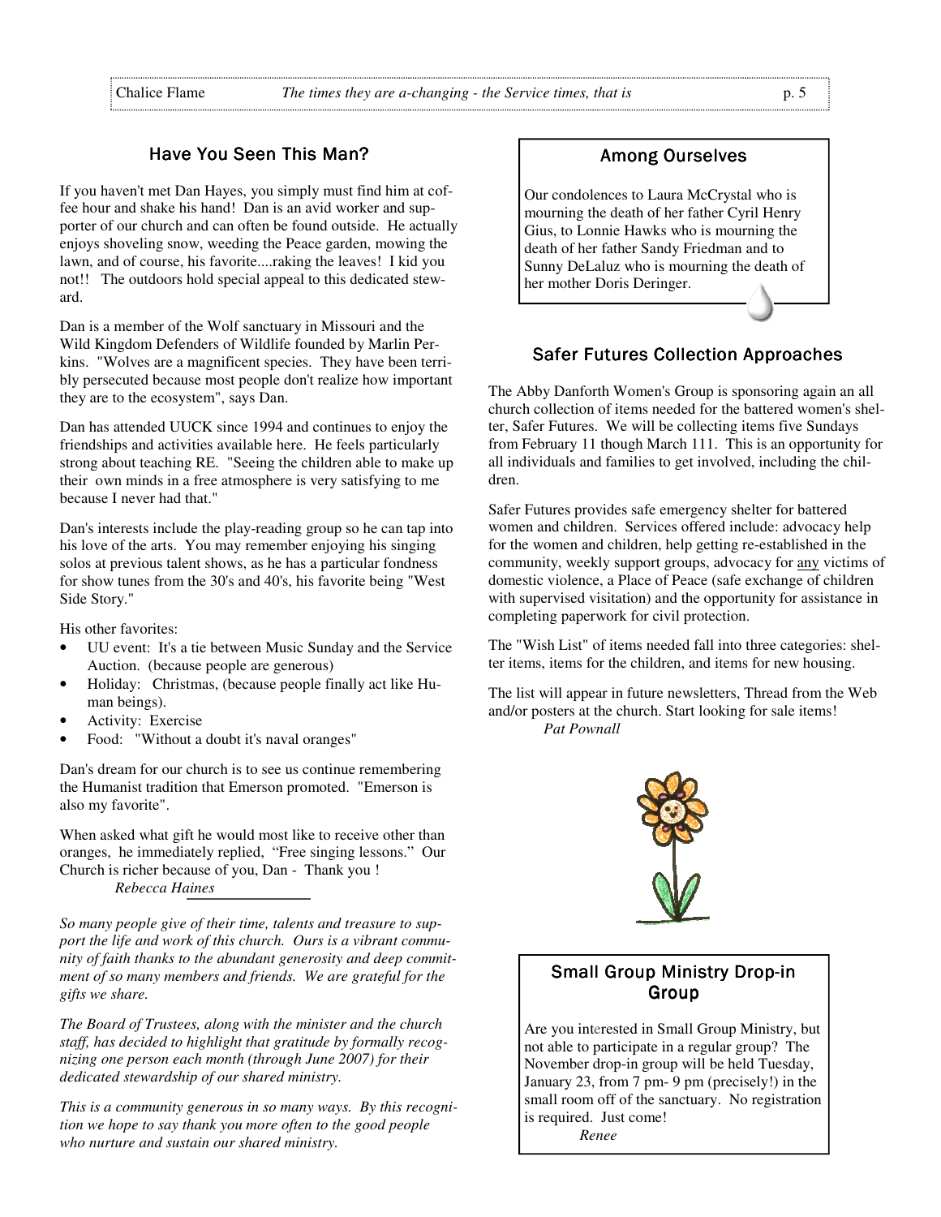## Have You Seen This Man?

If you haven't met Dan Hayes, you simply must find him at coffee hour and shake his hand! Dan is an avid worker and supporter of our church and can often be found outside. He actually enjoys shoveling snow, weeding the Peace garden, mowing the lawn, and of course, his favorite....raking the leaves! I kid you not!! The outdoors hold special appeal to this dedicated steward.

Dan is a member of the Wolf sanctuary in Missouri and the Wild Kingdom Defenders of Wildlife founded by Marlin Perkins. "Wolves are a magnificent species. They have been terribly persecuted because most people don't realize how important they are to the ecosystem", says Dan.

Dan has attended UUCK since 1994 and continues to enjoy the friendships and activities available here. He feels particularly strong about teaching RE. "Seeing the children able to make up their own minds in a free atmosphere is very satisfying to me because I never had that."

Dan's interests include the play-reading group so he can tap into his love of the arts. You may remember enjoying his singing solos at previous talent shows, as he has a particular fondness for show tunes from the 30's and 40's, his favorite being "West Side Story."

His other favorites:

- UU event: It's a tie between Music Sunday and the Service Auction. (because people are generous)
- Holiday: Christmas, (because people finally act like Human beings).
- Activity: Exercise
- Food: "Without a doubt it's naval oranges"

Dan's dream for our church is to see us continue remembering the Humanist tradition that Emerson promoted. "Emerson is also my favorite".

When asked what gift he would most like to receive other than oranges, he immediately replied, "Free singing lessons." Our Church is richer because of you, Dan - Thank you !

*Rebecca Haines*

*So many people give of their time, talents and treasure to support the life and work of this church. Ours is a vibrant community of faith thanks to the abundant generosity and deep commitment of so many members and friends. We are grateful for the gifts we share.*

*The Board of Trustees, along with the minister and the church staff, has decided to highlight that gratitude by formally recognizing one person each month (through June 2007) for their dedicated stewardship of our shared ministry.*

*This is a community generous in so many ways. By this recognition we hope to say thank you more often to the good people who nurture and sustain our shared ministry.*

## Among Ourselves

Our condolences to Laura McCrystal who is mourning the death of her father Cyril Henry Gius, to Lonnie Hawks who is mourning the death of her father Sandy Friedman and to Sunny DeLaluz who is mourning the death of her mother Doris Deringer.

## Safer Futures Collection Approaches

The Abby Danforth Women's Group is sponsoring again an all church collection of items needed for the battered women's shelter, Safer Futures. We will be collecting items five Sundays from February 11 though March 111. This is an opportunity for all individuals and families to get involved, including the children.

Safer Futures provides safe emergency shelter for battered women and children. Services offered include: advocacy help for the women and children, help getting re-established in the community, weekly support groups, advocacy for any victims of domestic violence, a Place of Peace (safe exchange of children with supervised visitation) and the opportunity for assistance in completing paperwork for civil protection.

The "Wish List" of items needed fall into three categories: shelter items, items for the children, and items for new housing.

The list will appear in future newsletters, Thread from the Web and/or posters at the church. Start looking for sale items!

*Pat Pownall*

## Small Group Ministry Drop-in Group

Are you interested in Small Group Ministry, but not able to participate in a regular group? The November drop-in group will be held Tuesday, January 23, from 7 pm- 9 pm (precisely!) in the small room off of the sanctuary. No registration is required. Just come!

*Renee*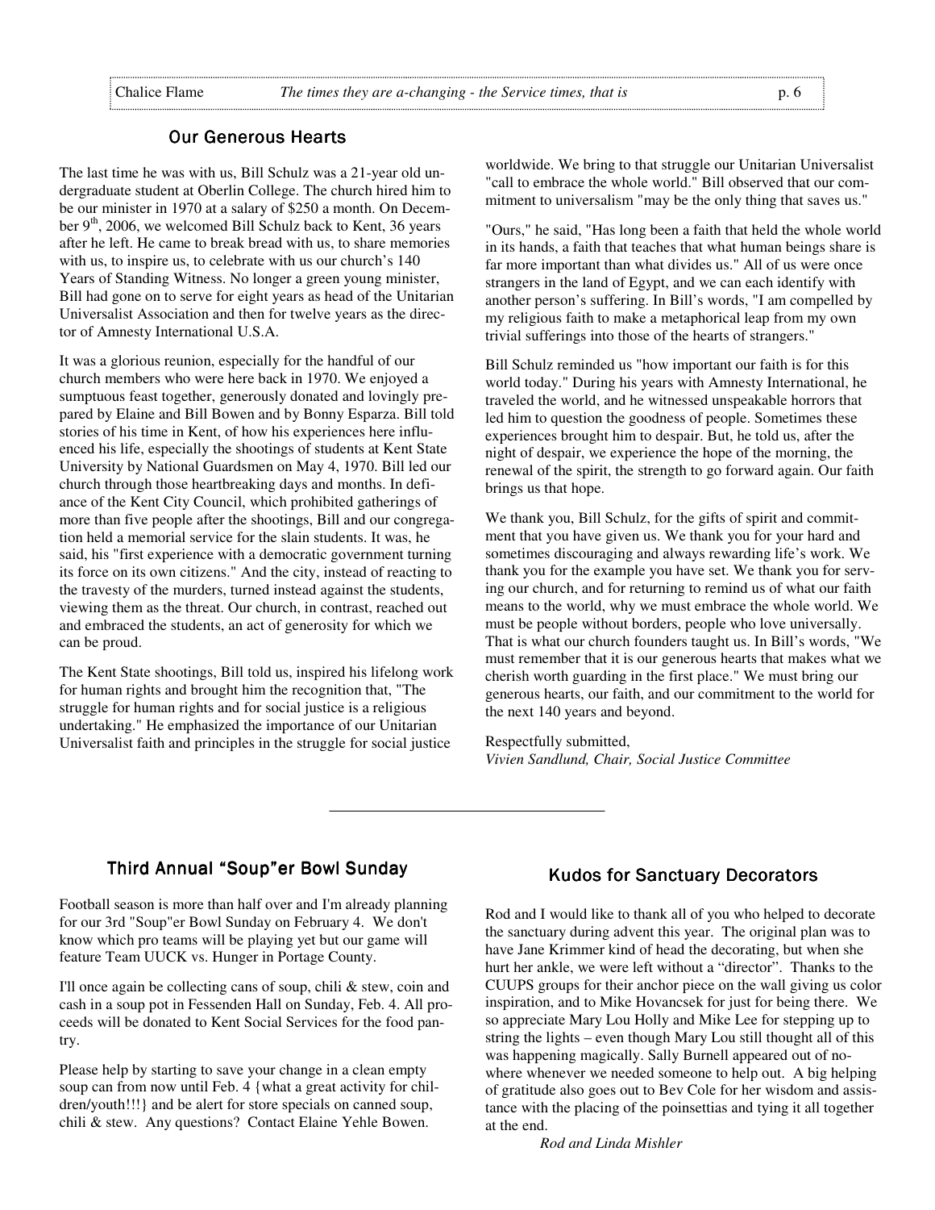## Our Generous Hearts

The last time he was with us, Bill Schulz was a 21-year old undergraduate student at Oberlin College. The church hired him to be our minister in 1970 at a salary of $250 a month. On December 9th, 2006, we welcomed Bill Schulz back to Kent, 36 years after he left. He came to break bread with us, to share memories with us, to inspire us, to celebrate with us our church's 140 Years of Standing Witness. No longer a green young minister, Bill had gone on to serve for eight years as head of the Unitarian Universalist Association and then for twelve years as the director of Amnesty International U.S.A.

It was a glorious reunion, especially for the handful of our church members who were here back in 1970. We enjoyed a sumptuous feast together, generously donated and lovingly prepared by Elaine and Bill Bowen and by Bonny Esparza. Bill told stories of his time in Kent, of how his experiences here influenced his life, especially the shootings of students at Kent State University by National Guardsmen on May 4, 1970. Bill led our church through those heartbreaking days and months. In defiance of the Kent City Council, which prohibited gatherings of more than five people after the shootings, Bill and our congregation held a memorial service for the slain students. It was, he said, his "first experience with a democratic government turning its force on its own citizens." And the city, instead of reacting to the travesty of the murders, turned instead against the students, viewing them as the threat. Our church, in contrast, reached out and embraced the students, an act of generosity for which we can be proud.

The Kent State shootings, Bill told us, inspired his lifelong work for human rights and brought him the recognition that, "The struggle for human rights and for social justice is a religious undertaking." He emphasized the importance of our Unitarian Universalist faith and principles in the struggle for social justice worldwide. We bring to that struggle our Unitarian Universalist "call to embrace the whole world." Bill observed that our commitment to universalism "may be the only thing that saves us."

"Ours," he said, "Has long been a faith that held the whole world in its hands, a faith that teaches that what human beings share is far more important than what divides us." All of us were once strangers in the land of Egypt, and we can each identify with another person's suffering. In Bill's words, "I am compelled by my religious faith to make a metaphorical leap from my own trivial sufferings into those of the hearts of strangers."

Bill Schulz reminded us "how important our faith is for this world today." During his years with Amnesty International, he traveled the world, and he witnessed unspeakable horrors that led him to question the goodness of people. Sometimes these experiences brought him to despair. But, he told us, after the night of despair, we experience the hope of the morning, the renewal of the spirit, the strength to go forward again. Our faith brings us that hope.

We thank you, Bill Schulz, for the gifts of spirit and commitment that you have given us. We thank you for your hard and sometimes discouraging and always rewarding life's work. We thank you for the example you have set. We thank you for serving our church, and for returning to remind us of what our faith means to the world, why we must embrace the whole world. We must be people without borders, people who love universally. That is what our church founders taught us. In Bill's words, "We must remember that it is our generous hearts that makes what we cherish worth guarding in the first place." We must bring our generous hearts, our faith, and our commitment to the world for the next 140 years and beyond.

Respectfully submitted,
*Vivien Sandlund, Chair, Social Justice Committee*

---

## Third Annual "Soup"er Bowl Sunday

Football season is more than half over and I'm already planning for our 3rd "Soup"er Bowl Sunday on February 4. We don't know which pro teams will be playing yet but our game will feature Team UUCK vs. Hunger in Portage County.

I'll once again be collecting cans of soup, chili & stew, coin and cash in a soup pot in Fessenden Hall on Sunday, Feb. 4. All proceeds will be donated to Kent Social Services for the food pantry.

Please help by starting to save your change in a clean empty soup can from now until Feb. 4 {what a great activity for children/youth!!!} and be alert for store specials on canned soup, chili & stew. Any questions? Contact Elaine Yehle Bowen.

## Kudos for Sanctuary Decorators

Rod and I would like to thank all of you who helped to decorate the sanctuary during advent this year. The original plan was to have Jane Krimmer kind of head the decorating, but when she hurt her ankle, we were left without a "director". Thanks to the CUUPS groups for their anchor piece on the wall giving us color inspiration, and to Mike Hovancsek for just for being there. We so appreciate Mary Lou Holly and Mike Lee for stepping up to string the lights – even though Mary Lou still thought all of this was happening magically. Sally Burnell appeared out of nowhere whenever we needed someone to help out. A big helping of gratitude also goes out to Bev Cole for her wisdom and assistance with the placing of the poinsettias and tying it all together at the end.

*Rod and Linda Mishler*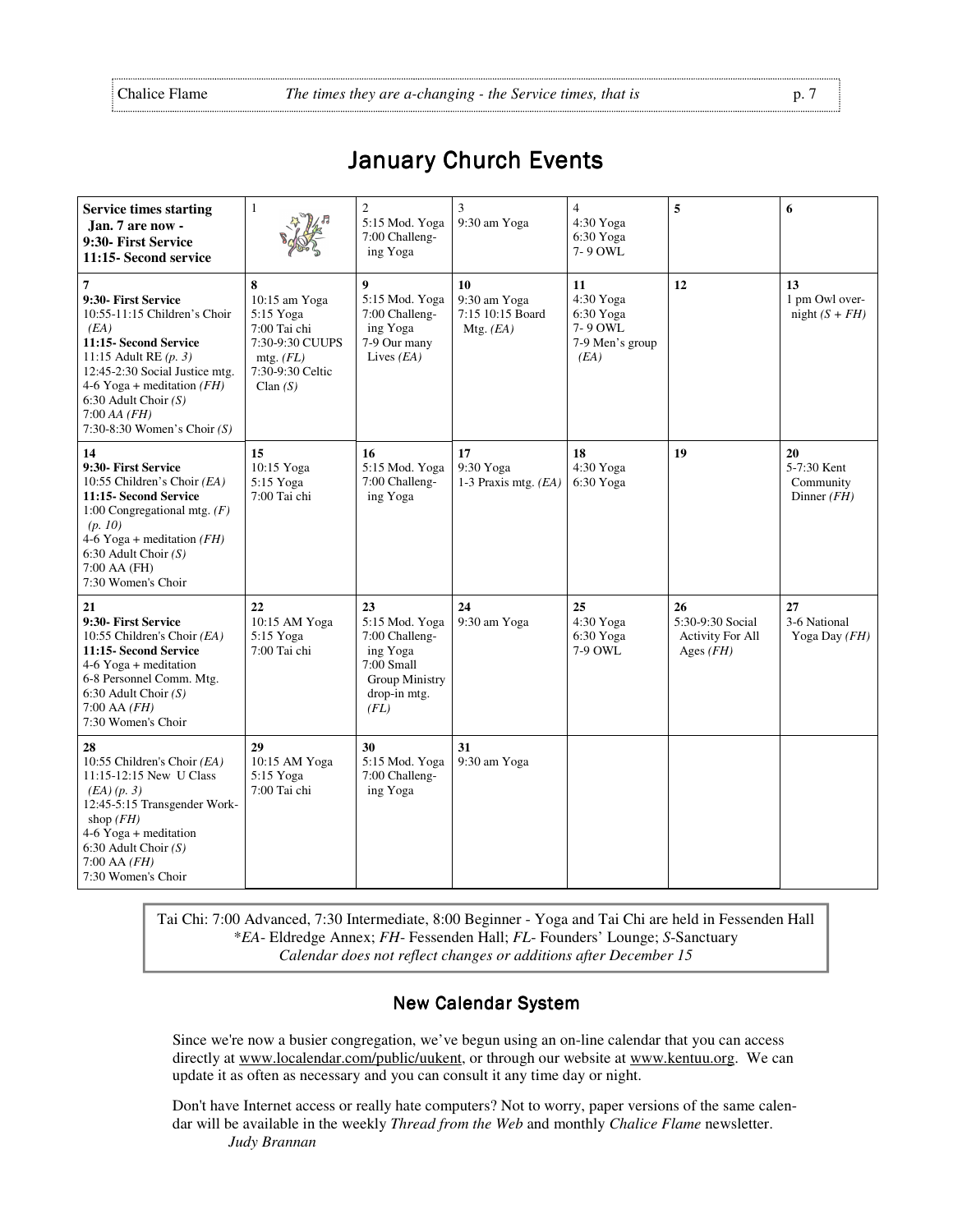# January Church Events

| **Service times starting Jan. 7 are now - 9:30- First Service 11:15- Second service** | 1 | 2<br>5:15 Mod. Yoga<br>7:00 Challeng-ing Yoga | 3<br>9:30 am Yoga | 4<br>4:30 Yoga<br>6:30 Yoga<br>7- 9 OWL | **5** | **6** |
|---|---|---|---|---|---|---|
| **7**<br>**9:30- First Service**<br>10:55-11:15 Children's Choir *(EA)*<br>**11:15- Second Service**<br>11:15 Adult RE *(p. 3)*<br>12:45-2:30 Social Justice mtg.<br>4-6 Yoga + meditation *(FH)*<br>6:30 Adult Choir *(S)*<br>7:00 AA *(FH)*<br>7:30-8:30 Women's Choir *(S)* | **8**<br>10:15 am Yoga<br>5:15 Yoga<br>7:00 Tai chi<br>7:30-9:30 CUUPS mtg. *(FL)*<br>7:30-9:30 Celtic Clan *(S)* | **9**<br>5:15 Mod. Yoga<br>7:00 Challeng-ing Yoga<br>7-9 Our many Lives *(EA)* | **10**<br>9:30 am Yoga<br>7:15 10:15 Board Mtg. *(EA)* | **11**<br>4:30 Yoga<br>6:30 Yoga<br>7- 9 OWL<br>7-9 Men's group *(EA)* | **12** | **13**<br>1 pm Owl over-night *(S + FH)* |
| **14**<br>**9:30- First Service**<br>10:55 Children's Choir *(EA)*<br>**11:15- Second Service**<br>1:00 Congregational mtg. *(F)* *(p. 10)*<br>4-6 Yoga + meditation *(FH)*<br>6:30 Adult Choir *(S)*<br>7:00 AA (FH)<br>7:30 Women's Choir | **15**<br>10:15 Yoga<br>5:15 Yoga<br>7:00 Tai chi | **16**<br>5:15 Mod. Yoga<br>7:00 Challeng-ing Yoga | **17**<br>9:30 Yoga<br>1-3 Praxis mtg. *(EA)* | **18**<br>4:30 Yoga<br>6:30 Yoga | **19** | **20**<br>5-7:30 Kent Community Dinner *(FH)* |
| **21**<br>**9:30- First Service**<br>10:55 Children's Choir *(EA)*<br>**11:15- Second Service**<br>4-6 Yoga + meditation<br>6-8 Personnel Comm. Mtg.<br>6:30 Adult Choir *(S)*<br>7:00 AA *(FH)*<br>7:30 Women's Choir | **22**<br>10:15 AM Yoga<br>5:15 Yoga<br>7:00 Tai chi | **23**<br>5:15 Mod. Yoga<br>7:00 Challeng-ing Yoga<br>7:00 Small Group Ministry drop-in mtg. *(FL)* | **24**<br>9:30 am Yoga | **25**<br>4:30 Yoga<br>6:30 Yoga<br>7-9 OWL | **26**<br>5:30-9:30 Social Activity For All Ages *(FH)* | **27**<br>3-6 National Yoga Day *(FH)* |
| **28**<br>10:55 Children's Choir *(EA)*<br>11:15-12:15 New U Class *(EA) (p. 3)*<br>12:45-5:15 Transgender Work-shop *(FH)*<br>4-6 Yoga + meditation<br>6:30 Adult Choir *(S)*<br>7:00 AA *(FH)*<br>7:30 Women's Choir | **29**<br>10:15 AM Yoga<br>5:15 Yoga<br>7:00 Tai chi | **30**<br>5:15 Mod. Yoga<br>7:00 Challeng-ing Yoga | **31**<br>9:30 am Yoga | | | |

Tai Chi: 7:00 Advanced, 7:30 Intermediate, 8:00 Beginner - Yoga and Tai Chi are held in Fessenden Hall
\**EA*- Eldredge Annex; *FH*- Fessenden Hall; *FL*- Founders' Lounge; *S*-Sanctuary
*Calendar does not reflect changes or additions after December 15*

## New Calendar System

Since we're now a busier congregation, we've begun using an on-line calendar that you can access directly at www.localendar.com/public/uukent, or through our website at www.kentuu.org. We can update it as often as necessary and you can consult it any time day or night.

Don't have Internet access or really hate computers? Not to worry, paper versions of the same calendar will be available in the weekly *Thread from the Web* and monthly *Chalice Flame* newsletter.

*Judy Brannan*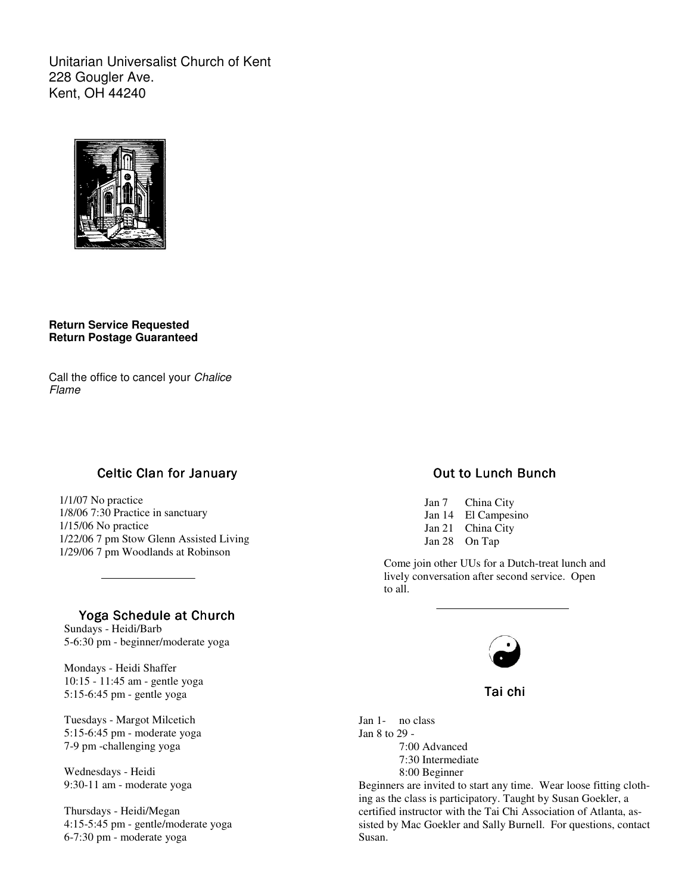Unitarian Universalist Church of Kent
228 Gougler Ave.
Kent, OH 44240

**Return Service Requested**
**Return Postage Guaranteed**

Call the office to cancel your *Chalice Flame*

## Celtic Clan for January

1/1/07 No practice
1/8/06 7:30 Practice in sanctuary
1/15/06 No practice
1/22/06 7 pm Stow Glenn Assisted Living
1/29/06 7 pm Woodlands at Robinson

---

## Yoga Schedule at Church

Sundays - Heidi/Barb
5-6:30 pm - beginner/moderate yoga

Mondays - Heidi Shaffer
10:15 - 11:45 am - gentle yoga
5:15-6:45 pm - gentle yoga

Tuesdays - Margot Milcetich
5:15-6:45 pm - moderate yoga
7-9 pm -challenging yoga

Wednesdays - Heidi
9:30-11 am - moderate yoga

Thursdays - Heidi/Megan
4:15-5:45 pm - gentle/moderate yoga
6-7:30 pm - moderate yoga

## Out to Lunch Bunch

| | |
|---|---|
| Jan 7 | China City |
| Jan 14 | El Campesino |
| Jan 21 | China City |
| Jan 28 | On Tap |

Come join other UUs for a Dutch-treat lunch and lively conversation after second service. Open to all.

---

## Tai chi

Jan 1- no class
Jan 8 to 29 -
7:00 Advanced
7:30 Intermediate
8:00 Beginner

Beginners are invited to start any time. Wear loose fitting clothing as the class is participatory. Taught by Susan Goekler, a certified instructor with the Tai Chi Association of Atlanta, assisted by Mac Goekler and Sally Burnell. For questions, contact Susan.